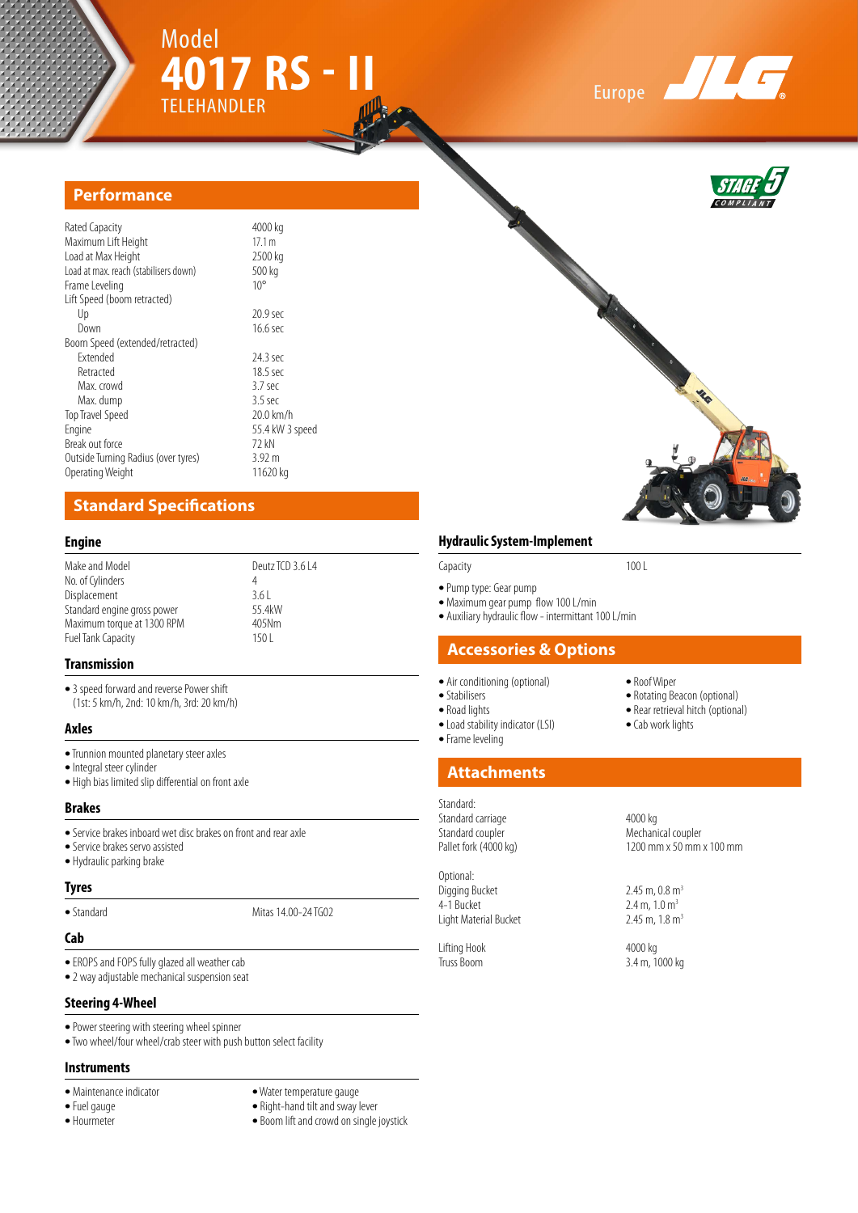# Model 4017 RS - II TELEHANDLER

Europe JLG

STAGE 5 COMPLIANT

## Performance

| | |
|---|---|
| Rated Capacity | 4000 kg |
| Maximum Lift Height | 17.1 m |
| Load at Max Height | 2500 kg |
| Load at max. reach (stabilisers down) | 500 kg |
| Frame Leveling | 10° |
| Lift Speed (boom retracted) | |
| Up | 20.9 sec |
| Down | 16.6 sec |
| Boom Speed (extended/retracted) | |
| Extended | 24.3 sec |
| Retracted | 18.5 sec |
| Max. crowd | 3.7 sec |
| Max. dump | 3.5 sec |
| Top Travel Speed | 20.0 km/h |
| Engine | 55.4 kW 3 speed |
| Break out force | 72 kN |
| Outside Turning Radius (over tyres) | 3.92 m |
| Operating Weight | 11620 kg |

## Standard Specifications

### Engine

| | |
|---|---|
| Make and Model | Deutz TCD 3.6 L4 |
| No. of Cylinders | 4 |
| Displacement | 3.6 L |
| Standard engine gross power | 55.4kW |
| Maximum torque at 1300 RPM | 405Nm |
| Fuel Tank Capacity | 150 L |

### Transmission

- 3 speed forward and reverse Power shift (1st: 5 km/h, 2nd: 10 km/h, 3rd: 20 km/h)

### Axles

- Trunnion mounted planetary steer axles
- Integral steer cylinder
- High bias limited slip differential on front axle

### Brakes

- Service brakes inboard wet disc brakes on front and rear axle
- Service brakes servo assisted
- Hydraulic parking brake

### Tyres

| | |
|---|---|
| • Standard | Mitas 14.00-24 TG02 |

### Cab

- EROPS and FOPS fully glazed all weather cab
- 2 way adjustable mechanical suspension seat

### Steering 4-Wheel

- Power steering with steering wheel spinner
- Two wheel/four wheel/crab steer with push button select facility

### Instruments

- Maintenance indicator
- Fuel gauge
- Hourmeter
- Water temperature gauge
- Right-hand tilt and sway lever
- Boom lift and crowd on single joystick

### Hydraulic System-Implement

| | |
|---|---|
| Capacity | 100 L |

- Pump type: Gear pump
- Maximum gear pump flow 100 L/min
- Auxiliary hydraulic flow - intermittant 100 L/min

## Accessories & Options

- Air conditioning (optional)
- Stabilisers
- Road lights
- Load stability indicator (LSI)
- Frame leveling
- Roof Wiper
- Rotating Beacon (optional)
- Rear retrieval hitch (optional)
- Cab work lights

## Attachments

| | |
|---|---|
| Standard: | |
| Standard carriage | 4000 kg |
| Standard coupler | Mechanical coupler |
| Pallet fork (4000 kg) | 1200 mm x 50 mm x 100 mm |
| Optional: | |
| Digging Bucket | 2.45 m, 0.8 m$^3$ |
| 4-1 Bucket | 2.4 m, 1.0 m$^3$ |
| Light Material Bucket | 2.45 m, 1.8 m$^3$ |
| Lifting Hook | 4000 kg |
| Truss Boom | 3.4 m, 1000 kg |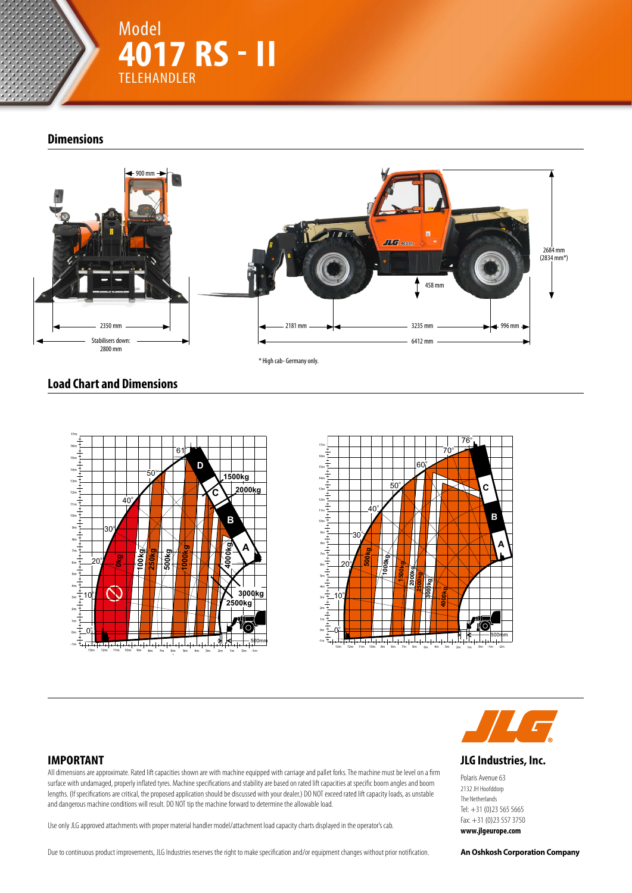# Model
# 4017 RS - II
TELEHANDLER

## Dimensions

900 mm

2350 mm

Stabilisers down: 2800 mm

2684 mm (2834 mm*)

458 mm

2181 mm

3235 mm

996 mm

6412 mm

\* High cab- Germany only.

## Load Chart and Dimensions

61°
50°
40°
30°
20°
10°
0°
D
C
B
A
1500kg
2000kg
3000kg
2500kg
0kg
100kg
250kg
500kg
1000kg
4000kg
500mm

76°
70°
60°
50°
40°
30°
20°
10°
0°
C
B
A
500kg
1000kg
1500kg
2000kg
2500kg
3000kg
4000kg
500mm

## IMPORTANT

All dimensions are approximate. Rated lift capacities shown are with machine equipped with carriage and pallet forks. The machine must be level on a firm surface with undamaged, properly inflated tyres. Machine specifications and stability are based on rated lift capacities at specific boom angles and boom lengths. (If specifications are critical, the proposed application should be discussed with your dealer.) DO NOT exceed rated lift capacity loads, as unstable and dangerous machine conditions will result. DO NOT tip the machine forward to determine the allowable load.

Use only JLG approved attachments with proper material handler model/attachment load capacity charts displayed in the operator's cab.

Due to continuous product improvements, JLG Industries reserves the right to make specification and/or equipment changes without prior notification.

## JLG Industries, Inc.

Polaris Avenue 63
2132 JH Hoofddorp
The Netherlands
Tel: +31 (0)23 565 5665
Fax: +31 (0)23 557 3750
**www.jlgeurope.com**

**An Oshkosh Corporation Company**